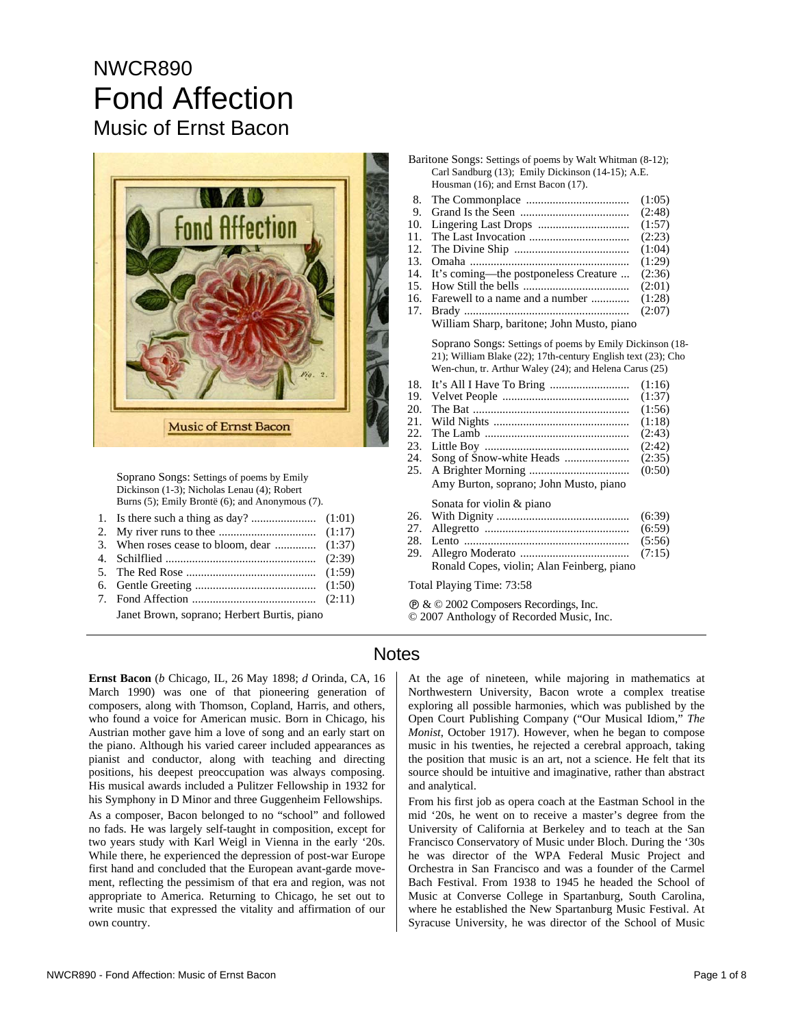# NWCR890

# Fond Affection

## Music of Ernst Bacon

Soprano Songs: Settings of poems by Emily Dickinson (1-3); Nicholas Lenau (4); Robert Burns (5); Emily Brontë (6); and Anonymous (7).

1. Is there such a thing as day? ...................... (1:01)
2. My river runs to thee ................................ (1:17)
3. When roses cease to bloom, dear .............. (1:37)
4. Schilflied .................................................. (2:39)
5. The Red Rose ............................................ (1:59)
6. Gentle Greeting ......................................... (1:50)
7. Fond Affection .......................................... (2:11)

Janet Brown, soprano; Herbert Burtis, piano

Baritone Songs: Settings of poems by Walt Whitman (8-12); Carl Sandburg (13); Emily Dickinson (14-15); A.E. Housman (16); and Ernst Bacon (17).

8. The Commonplace .................................. (1:05)
9. Grand Is the Seen .................................... (2:48)
10. Lingering Last Drops ............................... (1:57)
11. The Last Invocation .................................. (2:23)
12. The Divine Ship ....................................... (1:04)
13. Omaha ...................................................... (1:29)
14. It's coming—the postponeless Creature ... (2:36)
15. How Still the bells .................................... (2:01)
16. Farewell to a name and a number ............. (1:28)
17. Brady ........................................................ (2:07)

William Sharp, baritone; John Musto, piano

Soprano Songs: Settings of poems by Emily Dickinson (18-21); William Blake (22); 17th-century English text (23); Cho Wen-chun, tr. Arthur Waley (24); and Helena Carus (25)

18. It's All I Have To Bring ........................... (1:16)
19. Velvet People ........................................... (1:37)
20. The Bat ..................................................... (1:56)
21. Wild Nights .............................................. (1:18)
22. The Lamb ................................................. (2:43)
23. Little Boy ................................................. (2:42)
24. Song of Snow-white Heads ...................... (2:35)
25. A Brighter Morning .................................. (0:50)

Amy Burton, soprano; John Musto, piano

Sonata for violin & piano

26. With Dignity ............................................. (6:39)
27. Allegretto ................................................. (6:59)
28. Lento ........................................................ (5:56)
29. Allegro Moderato ..................................... (7:15)

Ronald Copes, violin; Alan Feinberg, piano

Total Playing Time: 73:58

℗ & © 2002 Composers Recordings, Inc.
© 2007 Anthology of Recorded Music, Inc.

## Notes

**Ernst Bacon** (*b* Chicago, IL, 26 May 1898; *d* Orinda, CA, 16 March 1990) was one of that pioneering generation of composers, along with Thomson, Copland, Harris, and others, who found a voice for American music. Born in Chicago, his Austrian mother gave him a love of song and an early start on the piano. Although his varied career included appearances as pianist and conductor, along with teaching and directing positions, his deepest preoccupation was always composing. His musical awards included a Pulitzer Fellowship in 1932 for his Symphony in D Minor and three Guggenheim Fellowships.

As a composer, Bacon belonged to no "school" and followed no fads. He was largely self-taught in composition, except for two years study with Karl Weigl in Vienna in the early '20s. While there, he experienced the depression of post-war Europe first hand and concluded that the European avant-garde movement, reflecting the pessimism of that era and region, was not appropriate to America. Returning to Chicago, he set out to write music that expressed the vitality and affirmation of our own country.

At the age of nineteen, while majoring in mathematics at Northwestern University, Bacon wrote a complex treatise exploring all possible harmonies, which was published by the Open Court Publishing Company ("Our Musical Idiom," *The Monist*, October 1917). However, when he began to compose music in his twenties, he rejected a cerebral approach, taking the position that music is an art, not a science. He felt that its source should be intuitive and imaginative, rather than abstract and analytical.

From his first job as opera coach at the Eastman School in the mid '20s, he went on to receive a master's degree from the University of California at Berkeley and to teach at the San Francisco Conservatory of Music under Bloch. During the '30s he was director of the WPA Federal Music Project and Orchestra in San Francisco and was a founder of the Carmel Bach Festival. From 1938 to 1945 he headed the School of Music at Converse College in Spartanburg, South Carolina, where he established the New Spartanburg Music Festival. At Syracuse University, he was director of the School of Music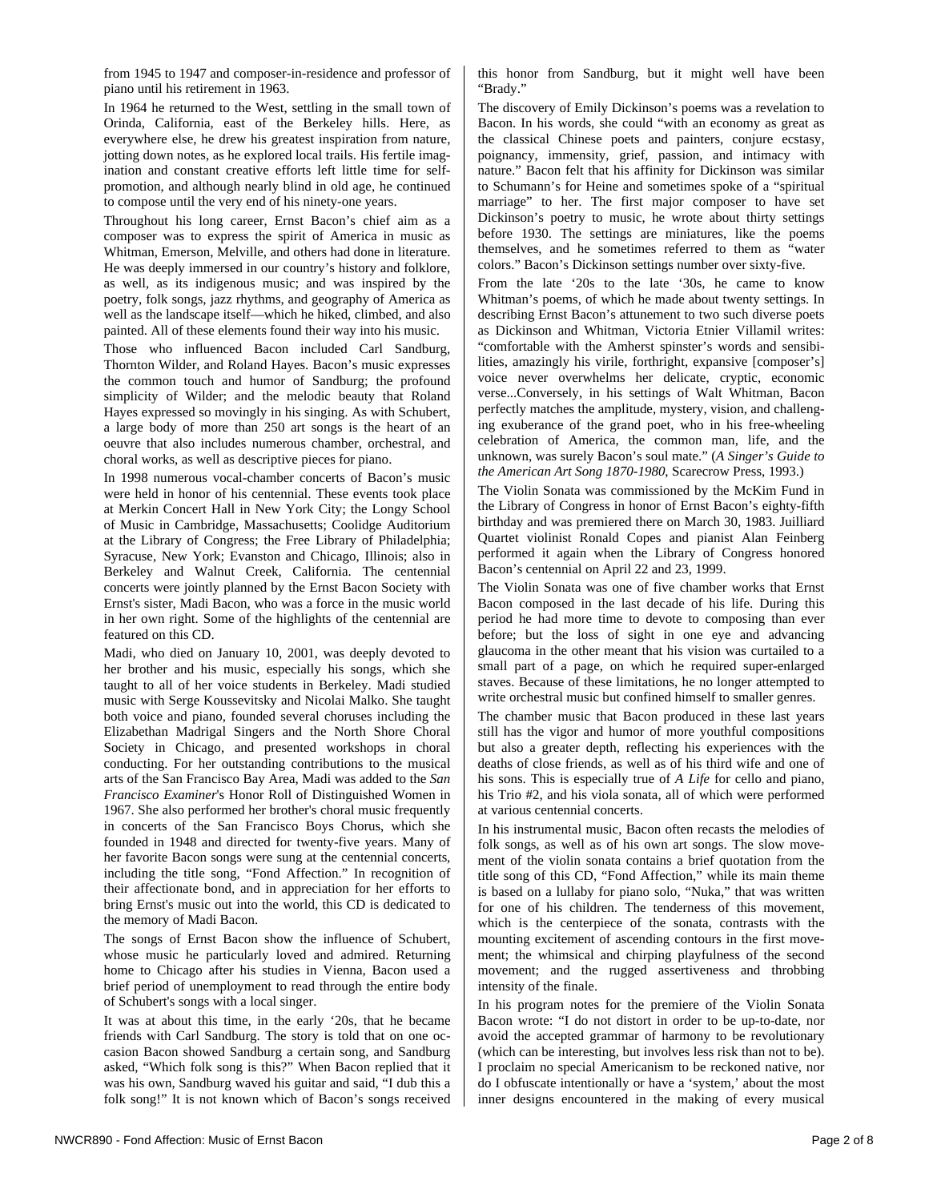from 1945 to 1947 and composer-in-residence and professor of piano until his retirement in 1963.

In 1964 he returned to the West, settling in the small town of Orinda, California, east of the Berkeley hills. Here, as everywhere else, he drew his greatest inspiration from nature, jotting down notes, as he explored local trails. His fertile imagination and constant creative efforts left little time for self-promotion, and although nearly blind in old age, he continued to compose until the very end of his ninety-one years.

Throughout his long career, Ernst Bacon's chief aim as a composer was to express the spirit of America in music as Whitman, Emerson, Melville, and others had done in literature. He was deeply immersed in our country's history and folklore, as well, as its indigenous music; and was inspired by the poetry, folk songs, jazz rhythms, and geography of America as well as the landscape itself—which he hiked, climbed, and also painted. All of these elements found their way into his music.

Those who influenced Bacon included Carl Sandburg, Thornton Wilder, and Roland Hayes. Bacon's music expresses the common touch and humor of Sandburg; the profound simplicity of Wilder; and the melodic beauty that Roland Hayes expressed so movingly in his singing. As with Schubert, a large body of more than 250 art songs is the heart of an oeuvre that also includes numerous chamber, orchestral, and choral works, as well as descriptive pieces for piano.

In 1998 numerous vocal-chamber concerts of Bacon's music were held in honor of his centennial. These events took place at Merkin Concert Hall in New York City; the Longy School of Music in Cambridge, Massachusetts; Coolidge Auditorium at the Library of Congress; the Free Library of Philadelphia; Syracuse, New York; Evanston and Chicago, Illinois; also in Berkeley and Walnut Creek, California. The centennial concerts were jointly planned by the Ernst Bacon Society with Ernst's sister, Madi Bacon, who was a force in the music world in her own right. Some of the highlights of the centennial are featured on this CD.

Madi, who died on January 10, 2001, was deeply devoted to her brother and his music, especially his songs, which she taught to all of her voice students in Berkeley. Madi studied music with Serge Koussevitsky and Nicolai Malko. She taught both voice and piano, founded several choruses including the Elizabethan Madrigal Singers and the North Shore Choral Society in Chicago, and presented workshops in choral conducting. For her outstanding contributions to the musical arts of the San Francisco Bay Area, Madi was added to the *San Francisco Examiner*'s Honor Roll of Distinguished Women in 1967. She also performed her brother's choral music frequently in concerts of the San Francisco Boys Chorus, which she founded in 1948 and directed for twenty-five years. Many of her favorite Bacon songs were sung at the centennial concerts, including the title song, "Fond Affection." In recognition of their affectionate bond, and in appreciation for her efforts to bring Ernst's music out into the world, this CD is dedicated to the memory of Madi Bacon.

The songs of Ernst Bacon show the influence of Schubert, whose music he particularly loved and admired. Returning home to Chicago after his studies in Vienna, Bacon used a brief period of unemployment to read through the entire body of Schubert's songs with a local singer.

It was at about this time, in the early '20s, that he became friends with Carl Sandburg. The story is told that on one occasion Bacon showed Sandburg a certain song, and Sandburg asked, "Which folk song is this?" When Bacon replied that it was his own, Sandburg waved his guitar and said, "I dub this a folk song!" It is not known which of Bacon's songs received this honor from Sandburg, but it might well have been "Brady."

The discovery of Emily Dickinson's poems was a revelation to Bacon. In his words, she could "with an economy as great as the classical Chinese poets and painters, conjure ecstasy, poignancy, immensity, grief, passion, and intimacy with nature." Bacon felt that his affinity for Dickinson was similar to Schumann's for Heine and sometimes spoke of a "spiritual marriage" to her. The first major composer to have set Dickinson's poetry to music, he wrote about thirty settings before 1930. The settings are miniatures, like the poems themselves, and he sometimes referred to them as "water colors." Bacon's Dickinson settings number over sixty-five.

From the late '20s to the late '30s, he came to know Whitman's poems, of which he made about twenty settings. In describing Ernst Bacon's attunement to two such diverse poets as Dickinson and Whitman, Victoria Etnier Villamil writes: "comfortable with the Amherst spinster's words and sensibilities, amazingly his virile, forthright, expansive [composer's] voice never overwhelms her delicate, cryptic, economic verse...Conversely, in his settings of Walt Whitman, Bacon perfectly matches the amplitude, mystery, vision, and challenging exuberance of the grand poet, who in his free-wheeling celebration of America, the common man, life, and the unknown, was surely Bacon's soul mate." (*A Singer's Guide to the American Art Song 1870-1980*, Scarecrow Press, 1993.)

The Violin Sonata was commissioned by the McKim Fund in the Library of Congress in honor of Ernst Bacon's eighty-fifth birthday and was premiered there on March 30, 1983. Juilliard Quartet violinist Ronald Copes and pianist Alan Feinberg performed it again when the Library of Congress honored Bacon's centennial on April 22 and 23, 1999.

The Violin Sonata was one of five chamber works that Ernst Bacon composed in the last decade of his life. During this period he had more time to devote to composing than ever before; but the loss of sight in one eye and advancing glaucoma in the other meant that his vision was curtailed to a small part of a page, on which he required super-enlarged staves. Because of these limitations, he no longer attempted to write orchestral music but confined himself to smaller genres.

The chamber music that Bacon produced in these last years still has the vigor and humor of more youthful compositions but also a greater depth, reflecting his experiences with the deaths of close friends, as well as of his third wife and one of his sons. This is especially true of *A Life* for cello and piano, his Trio #2, and his viola sonata, all of which were performed at various centennial concerts.

In his instrumental music, Bacon often recasts the melodies of folk songs, as well as of his own art songs. The slow movement of the violin sonata contains a brief quotation from the title song of this CD, "Fond Affection," while its main theme is based on a lullaby for piano solo, "Nuka," that was written for one of his children. The tenderness of this movement, which is the centerpiece of the sonata, contrasts with the mounting excitement of ascending contours in the first movement; the whimsical and chirping playfulness of the second movement; and the rugged assertiveness and throbbing intensity of the finale.

In his program notes for the premiere of the Violin Sonata Bacon wrote: "I do not distort in order to be up-to-date, nor avoid the accepted grammar of harmony to be revolutionary (which can be interesting, but involves less risk than not to be). I proclaim no special Americanism to be reckoned native, nor do I obfuscate intentionally or have a 'system,' about the most inner designs encountered in the making of every musical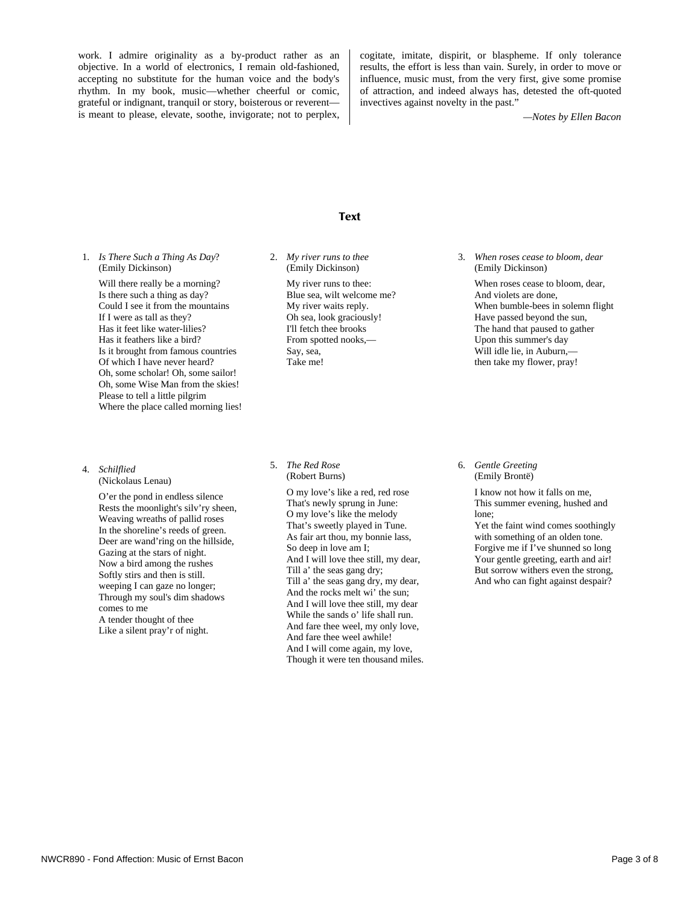work. I admire originality as a by-product rather than as an objective. In a world of electronics, I remain old-fashioned, accepting no substitute for the human voice and the body's rhythm. In my book, music—whether cheerful or comic, grateful or indignant, tranquil or story, boisterous or reverent—is meant to please, elevate, soothe, invigorate; not to perplex, cogitate, imitate, dispirit, or blaspheme. If only tolerance results, the effort is less than vain. Surely, in order to move or influence, music must, from the very first, give some promise of attraction, and indeed always has, detested the oft-quoted invectives against novelty in the past."

*—Notes by Ellen Bacon*

## Text

1. *Is There Such a Thing As Day*?
(Emily Dickinson)

Will there really be a morning?
Is there such a thing as day?
Could I see it from the mountains
If I were as tall as they?
Has it feet like water-lilies?
Has it feathers like a bird?
Is it brought from famous countries
Of which I have never heard?
Oh, some scholar! Oh, some sailor!
Oh, some Wise Man from the skies!
Please to tell a little pilgrim
Where the place called morning lies!

2. *My river runs to thee*
(Emily Dickinson)

My river runs to thee:
Blue sea, wilt welcome me?
My river waits reply.
Oh sea, look graciously!
I'll fetch thee brooks
From spotted nooks,—
Say, sea,
Take me!

3. *When roses cease to bloom, dear*
(Emily Dickinson)

When roses cease to bloom, dear,
And violets are done,
When bumble-bees in solemn flight
Have passed beyond the sun,
The hand that paused to gather
Upon this summer's day
Will idle lie, in Auburn,—
then take my flower, pray!

4. *Schilflied*
(Nickolaus Lenau)

O'er the pond in endless silence
Rests the moonlight's silv'ry sheen,
Weaving wreaths of pallid roses
In the shoreline's reeds of green.
Deer are wand'ring on the hillside,
Gazing at the stars of night.
Now a bird among the rushes
Softly stirs and then is still.
weeping I can gaze no longer;
Through my soul's dim shadows
comes to me
A tender thought of thee
Like a silent pray'r of night.

5. *The Red Rose*
(Robert Burns)

O my love's like a red, red rose
That's newly sprung in June:
O my love's like the melody
That's sweetly played in Tune.
As fair art thou, my bonnie lass,
So deep in love am I;
And I will love thee still, my dear,
Till a' the seas gang dry;
Till a' the seas gang dry, my dear,
And the rocks melt wi' the sun;
And I will love thee still, my dear
While the sands o' life shall run.
And fare thee weel, my only love,
And fare thee weel awhile!
And I will come again, my love,
Though it were ten thousand miles.

6. *Gentle Greeting*
(Emily Brontë)

I know not how it falls on me,
This summer evening, hushed and
lone;
Yet the faint wind comes soothingly
with something of an olden tone.
Forgive me if I've shunned so long
Your gentle greeting, earth and air!
But sorrow withers even the strong,
And who can fight against despair?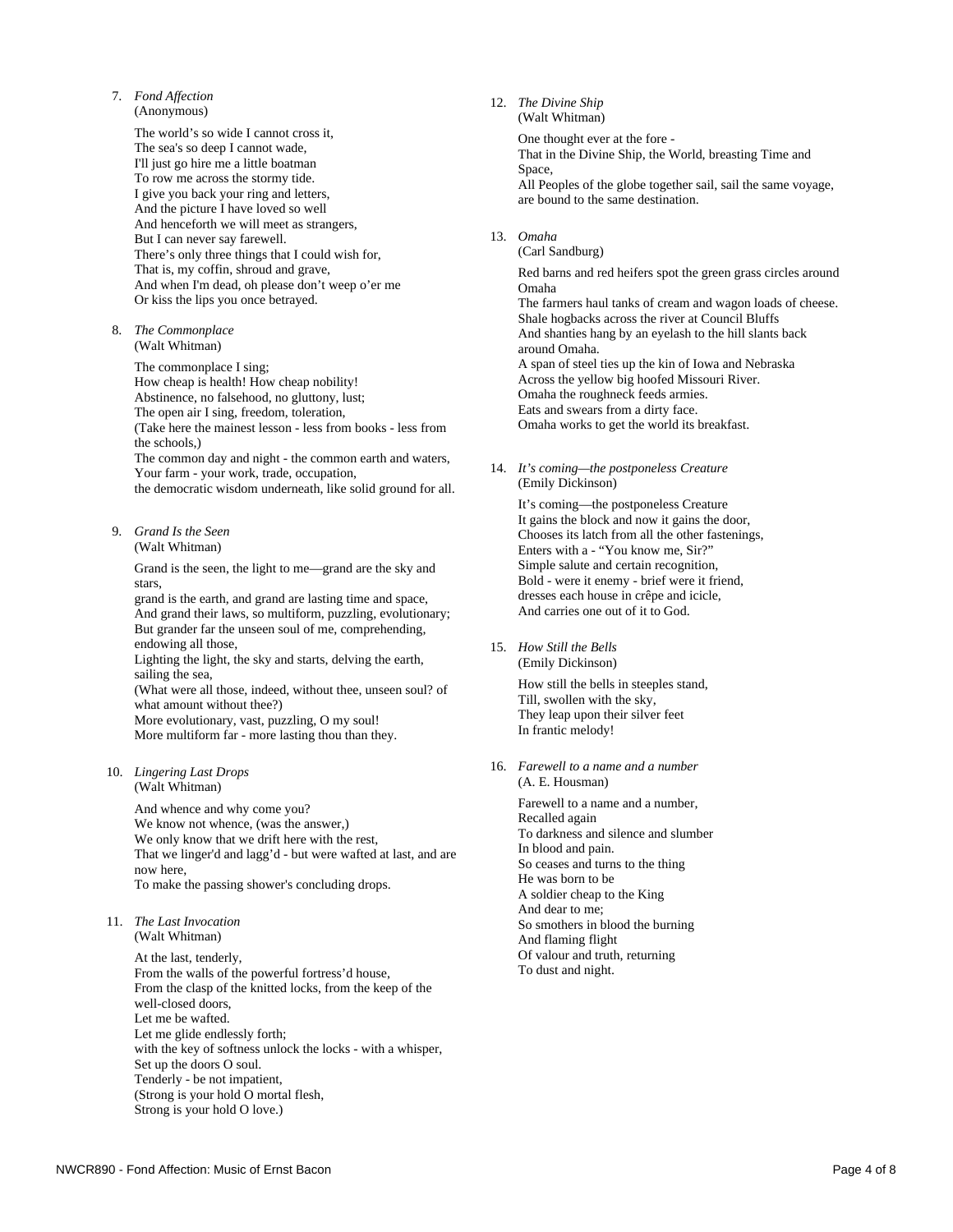7. *Fond Affection*
(Anonymous)

The world's so wide I cannot cross it,
The sea's so deep I cannot wade,
I'll just go hire me a little boatman
To row me across the stormy tide.
I give you back your ring and letters,
And the picture I have loved so well
And henceforth we will meet as strangers,
But I can never say farewell.
There's only three things that I could wish for,
That is, my coffin, shroud and grave,
And when I'm dead, oh please don't weep o'er me
Or kiss the lips you once betrayed.

8. *The Commonplace*
(Walt Whitman)

The commonplace I sing;
How cheap is health! How cheap nobility!
Abstinence, no falsehood, no gluttony, lust;
The open air I sing, freedom, toleration,
(Take here the mainest lesson - less from books - less from the schools,)
The common day and night - the common earth and waters,
Your farm - your work, trade, occupation,
the democratic wisdom underneath, like solid ground for all.

9. *Grand Is the Seen*
(Walt Whitman)

Grand is the seen, the light to me—grand are the sky and stars,
grand is the earth, and grand are lasting time and space,
And grand their laws, so multiform, puzzling, evolutionary;
But grander far the unseen soul of me, comprehending, endowing all those,
Lighting the light, the sky and starts, delving the earth, sailing the sea,
(What were all those, indeed, without thee, unseen soul? of what amount without thee?)
More evolutionary, vast, puzzling, O my soul!
More multiform far - more lasting thou than they.

10. *Lingering Last Drops*
(Walt Whitman)

And whence and why come you?
We know not whence, (was the answer,)
We only know that we drift here with the rest,
That we linger'd and lagg'd - but were wafted at last, and are now here,
To make the passing shower's concluding drops.

11. *The Last Invocation*
(Walt Whitman)

At the last, tenderly,
From the walls of the powerful fortress'd house,
From the clasp of the knitted locks, from the keep of the well-closed doors,
Let me be wafted.
Let me glide endlessly forth;
with the key of softness unlock the locks - with a whisper,
Set up the doors O soul.
Tenderly - be not impatient,
(Strong is your hold O mortal flesh,
Strong is your hold O love.)

12. *The Divine Ship*
(Walt Whitman)

One thought ever at the fore -
That in the Divine Ship, the World, breasting Time and Space,
All Peoples of the globe together sail, sail the same voyage, are bound to the same destination.

13. *Omaha*
(Carl Sandburg)

Red barns and red heifers spot the green grass circles around Omaha
The farmers haul tanks of cream and wagon loads of cheese.
Shale hogbacks across the river at Council Bluffs
And shanties hang by an eyelash to the hill slants back around Omaha.
A span of steel ties up the kin of Iowa and Nebraska
Across the yellow big hoofed Missouri River.
Omaha the roughneck feeds armies.
Eats and swears from a dirty face.
Omaha works to get the world its breakfast.

14. *It's coming—the postponeless Creature*
(Emily Dickinson)

It's coming—the postponeless Creature
It gains the block and now it gains the door,
Chooses its latch from all the other fastenings,
Enters with a - "You know me, Sir?"
Simple salute and certain recognition,
Bold - were it enemy - brief were it friend,
dresses each house in crêpe and icicle,
And carries one out of it to God.

15. *How Still the Bells*
(Emily Dickinson)

How still the bells in steeples stand,
Till, swollen with the sky,
They leap upon their silver feet
In frantic melody!

16. *Farewell to a name and a number*
(A. E. Housman)

Farewell to a name and a number,
Recalled again
To darkness and silence and slumber
In blood and pain.
So ceases and turns to the thing
He was born to be
A soldier cheap to the King
And dear to me;
So smothers in blood the burning
And flaming flight
Of valour and truth, returning
To dust and night.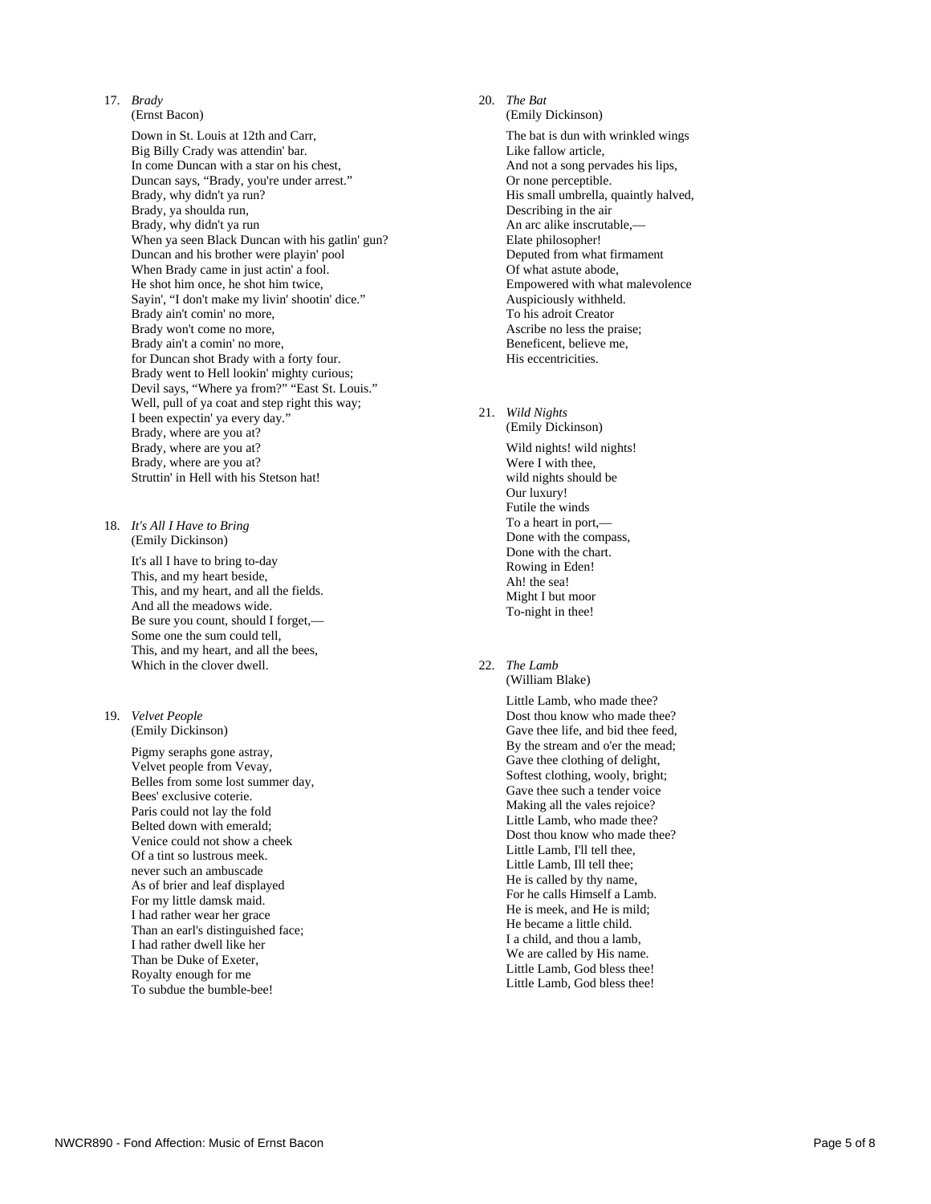17. *Brady*
(Ernst Bacon)

Down in St. Louis at 12th and Carr,
Big Billy Crady was attendin' bar.
In come Duncan with a star on his chest,
Duncan says, "Brady, you're under arrest."
Brady, why didn't ya run?
Brady, ya shoulda run,
Brady, why didn't ya run
When ya seen Black Duncan with his gatlin' gun?
Duncan and his brother were playin' pool
When Brady came in just actin' a fool.
He shot him once, he shot him twice,
Sayin', "I don't make my livin' shootin' dice."
Brady ain't comin' no more,
Brady won't come no more,
Brady ain't a comin' no more,
for Duncan shot Brady with a forty four.
Brady went to Hell lookin' mighty curious;
Devil says, "Where ya from?" "East St. Louis."
Well, pull of ya coat and step right this way;
I been expectin' ya every day."
Brady, where are you at?
Brady, where are you at?
Brady, where are you at?
Struttin' in Hell with his Stetson hat!

18. *It's All I Have to Bring*
(Emily Dickinson)

It's all I have to bring to-day
This, and my heart beside,
This, and my heart, and all the fields.
And all the meadows wide.
Be sure you count, should I forget,—
Some one the sum could tell,
This, and my heart, and all the bees,
Which in the clover dwell.

19. *Velvet People*
(Emily Dickinson)

Pigmy seraphs gone astray,
Velvet people from Vevay,
Belles from some lost summer day,
Bees' exclusive coterie.
Paris could not lay the fold
Belted down with emerald;
Venice could not show a cheek
Of a tint so lustrous meek.
never such an ambuscade
As of brier and leaf displayed
For my little damsk maid.
I had rather wear her grace
Than an earl's distinguished face;
I had rather dwell like her
Than be Duke of Exeter,
Royalty enough for me
To subdue the bumble-bee!

20. *The Bat*
(Emily Dickinson)

The bat is dun with wrinkled wings
Like fallow article,
And not a song pervades his lips,
Or none perceptible.
His small umbrella, quaintly halved,
Describing in the air
An arc alike inscrutable,—
Elate philosopher!
Deputed from what firmament
Of what astute abode,
Empowered with what malevolence
Auspiciously withheld.
To his adroit Creator
Ascribe no less the praise;
Beneficent, believe me,
His eccentricities.

21. *Wild Nights*
(Emily Dickinson)

Wild nights! wild nights!
Were I with thee,
wild nights should be
Our luxury!
Futile the winds
To a heart in port,—
Done with the compass,
Done with the chart.
Rowing in Eden!
Ah! the sea!
Might I but moor
To-night in thee!

22. *The Lamb*
(William Blake)

Little Lamb, who made thee?
Dost thou know who made thee?
Gave thee life, and bid thee feed,
By the stream and o'er the mead;
Gave thee clothing of delight,
Softest clothing, wooly, bright;
Gave thee such a tender voice
Making all the vales rejoice?
Little Lamb, who made thee?
Dost thou know who made thee?
Little Lamb, I'll tell thee,
Little Lamb, Ill tell thee;
He is called by thy name,
For he calls Himself a Lamb.
He is meek, and He is mild;
He became a little child.
I a child, and thou a lamb,
We are called by His name.
Little Lamb, God bless thee!
Little Lamb, God bless thee!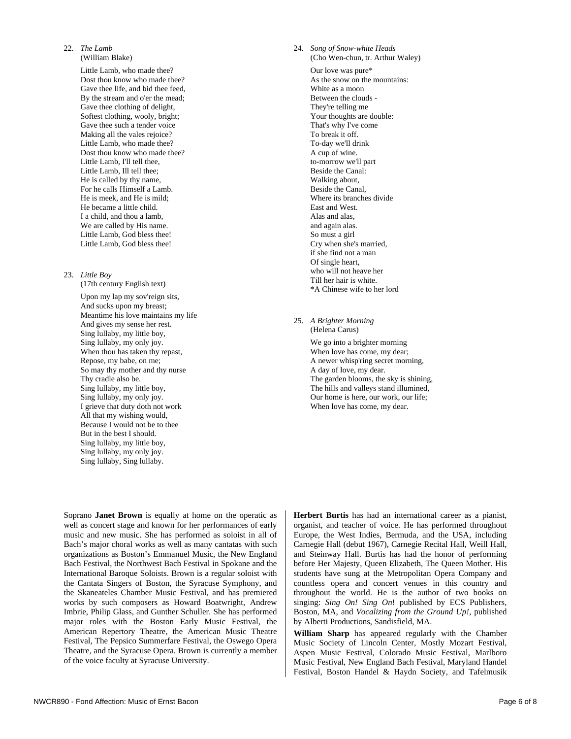22. *The Lamb*
(William Blake)

Little Lamb, who made thee?
Dost thou know who made thee?
Gave thee life, and bid thee feed,
By the stream and o'er the mead;
Gave thee clothing of delight,
Softest clothing, wooly, bright;
Gave thee such a tender voice
Making all the vales rejoice?
Little Lamb, who made thee?
Dost thou know who made thee?
Little Lamb, I'll tell thee,
Little Lamb, Ill tell thee;
He is called by thy name,
For he calls Himself a Lamb.
He is meek, and He is mild;
He became a little child.
I a child, and thou a lamb,
We are called by His name.
Little Lamb, God bless thee!
Little Lamb, God bless thee!

23. *Little Boy*
(17th century English text)

Upon my lap my sov'reign sits,
And sucks upon my breast;
Meantime his love maintains my life
And gives my sense her rest.
Sing lullaby, my little boy,
Sing lullaby, my only joy.
When thou has taken thy repast,
Repose, my babe, on me;
So may thy mother and thy nurse
Thy cradle also be.
Sing lullaby, my little boy,
Sing lullaby, my only joy.
I grieve that duty doth not work
All that my wishing would,
Because I would not be to thee
But in the best I should.
Sing lullaby, my little boy,
Sing lullaby, my only joy.
Sing lullaby, Sing lullaby.

24. *Song of Snow-white Heads*
(Cho Wen-chun, tr. Arthur Waley)

Our love was pure*
As the snow on the mountains:
White as a moon
Between the clouds -
They're telling me
Your thoughts are double:
That's why I've come
To break it off.
To-day we'll drink
A cup of wine.
to-morrow we'll part
Beside the Canal:
Walking about,
Beside the Canal,
Where its branches divide
East and West.
Alas and alas,
and again alas.
So must a girl
Cry when she's married,
if she find not a man
Of single heart,
who will not heave her
Till her hair is white.
*A Chinese wife to her lord

25. *A Brighter Morning*
(Helena Carus)

We go into a brighter morning
When love has come, my dear;
A newer whisp'ring secret morning,
A day of love, my dear.
The garden blooms, the sky is shining,
The hills and valleys stand illumined,
Our home is here, our work, our life;
When love has come, my dear.

Soprano **Janet Brown** is equally at home on the operatic as well as concert stage and known for her performances of early music and new music. She has performed as soloist in all of Bach's major choral works as well as many cantatas with such organizations as Boston's Emmanuel Music, the New England Bach Festival, the Northwest Bach Festival in Spokane and the International Baroque Soloists. Brown is a regular soloist with the Cantata Singers of Boston, the Syracuse Symphony, and the Skaneateles Chamber Music Festival, and has premiered works by such composers as Howard Boatwright, Andrew Imbrie, Philip Glass, and Gunther Schuller. She has performed major roles with the Boston Early Music Festival, the American Repertory Theatre, the American Music Theatre Festival, The Pepsico Summerfare Festival, the Oswego Opera Theatre, and the Syracuse Opera. Brown is currently a member of the voice faculty at Syracuse University.

**Herbert Burtis** has had an international career as a pianist, organist, and teacher of voice. He has performed throughout Europe, the West Indies, Bermuda, and the USA, including Carnegie Hall (debut 1967), Carnegie Recital Hall, Weill Hall, and Steinway Hall. Burtis has had the honor of performing before Her Majesty, Queen Elizabeth, The Queen Mother. His students have sung at the Metropolitan Opera Company and countless opera and concert venues in this country and throughout the world. He is the author of two books on singing: *Sing On! Sing On*! published by ECS Publishers, Boston, MA, and *Vocalizing from the Ground Up!*, published by Alberti Productions, Sandisfield, MA.

**William Sharp** has appeared regularly with the Chamber Music Society of Lincoln Center, Mostly Mozart Festival, Aspen Music Festival, Colorado Music Festival, Marlboro Music Festival, New England Bach Festival, Maryland Handel Festival, Boston Handel & Haydn Society, and Tafelmusik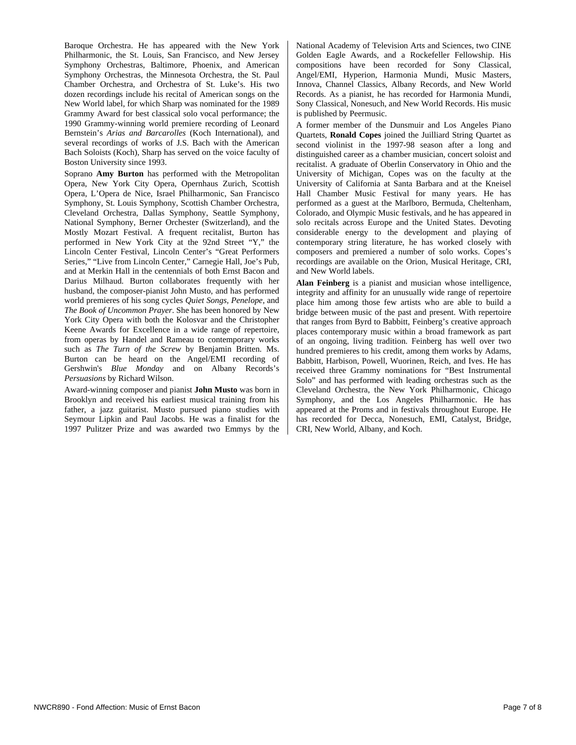Baroque Orchestra. He has appeared with the New York Philharmonic, the St. Louis, San Francisco, and New Jersey Symphony Orchestras, Baltimore, Phoenix, and American Symphony Orchestras, the Minnesota Orchestra, the St. Paul Chamber Orchestra, and Orchestra of St. Luke's. His two dozen recordings include his recital of American songs on the New World label, for which Sharp was nominated for the 1989 Grammy Award for best classical solo vocal performance; the 1990 Grammy-winning world premiere recording of Leonard Bernstein's *Arias and Barcarolles* (Koch International), and several recordings of works of J.S. Bach with the American Bach Soloists (Koch), Sharp has served on the voice faculty of Boston University since 1993.

Soprano **Amy Burton** has performed with the Metropolitan Opera, New York City Opera, Opernhaus Zurich, Scottish Opera, L'Opera de Nice, Israel Philharmonic, San Francisco Symphony, St. Louis Symphony, Scottish Chamber Orchestra, Cleveland Orchestra, Dallas Symphony, Seattle Symphony, National Symphony, Berner Orchester (Switzerland), and the Mostly Mozart Festival. A frequent recitalist, Burton has performed in New York City at the 92nd Street "Y," the Lincoln Center Festival, Lincoln Center's "Great Performers Series," "Live from Lincoln Center," Carnegie Hall, Joe's Pub, and at Merkin Hall in the centennials of both Ernst Bacon and Darius Milhaud. Burton collaborates frequently with her husband, the composer-pianist John Musto, and has performed world premieres of his song cycles *Quiet Songs, Penelope*, and *The Book of Uncommon Prayer*. She has been honored by New York City Opera with both the Kolosvar and the Christopher Keene Awards for Excellence in a wide range of repertoire, from operas by Handel and Rameau to contemporary works such as *The Turn of the Screw* by Benjamin Britten. Ms. Burton can be heard on the Angel/EMI recording of Gershwin's *Blue Monday* and on Albany Records's *Persuasions* by Richard Wilson.

Award-winning composer and pianist **John Musto** was born in Brooklyn and received his earliest musical training from his father, a jazz guitarist. Musto pursued piano studies with Seymour Lipkin and Paul Jacobs. He was a finalist for the 1997 Pulitzer Prize and was awarded two Emmys by the National Academy of Television Arts and Sciences, two CINE Golden Eagle Awards, and a Rockefeller Fellowship. His compositions have been recorded for Sony Classical, Angel/EMI, Hyperion, Harmonia Mundi, Music Masters, Innova, Channel Classics, Albany Records, and New World Records. As a pianist, he has recorded for Harmonia Mundi, Sony Classical, Nonesuch, and New World Records. His music is published by Peermusic.

A former member of the Dunsmuir and Los Angeles Piano Quartets, **Ronald Copes** joined the Juilliard String Quartet as second violinist in the 1997-98 season after a long and distinguished career as a chamber musician, concert soloist and recitalist. A graduate of Oberlin Conservatory in Ohio and the University of Michigan, Copes was on the faculty at the University of California at Santa Barbara and at the Kneisel Hall Chamber Music Festival for many years. He has performed as a guest at the Marlboro, Bermuda, Cheltenham, Colorado, and Olympic Music festivals, and he has appeared in solo recitals across Europe and the United States. Devoting considerable energy to the development and playing of contemporary string literature, he has worked closely with composers and premiered a number of solo works. Copes's recordings are available on the Orion, Musical Heritage, CRI, and New World labels.

**Alan Feinberg** is a pianist and musician whose intelligence, integrity and affinity for an unusually wide range of repertoire place him among those few artists who are able to build a bridge between music of the past and present. With repertoire that ranges from Byrd to Babbitt, Feinberg's creative approach places contemporary music within a broad framework as part of an ongoing, living tradition. Feinberg has well over two hundred premieres to his credit, among them works by Adams, Babbitt, Harbison, Powell, Wuorinen, Reich, and Ives. He has received three Grammy nominations for "Best Instrumental Solo" and has performed with leading orchestras such as the Cleveland Orchestra, the New York Philharmonic, Chicago Symphony, and the Los Angeles Philharmonic. He has appeared at the Proms and in festivals throughout Europe. He has recorded for Decca, Nonesuch, EMI, Catalyst, Bridge, CRI, New World, Albany, and Koch.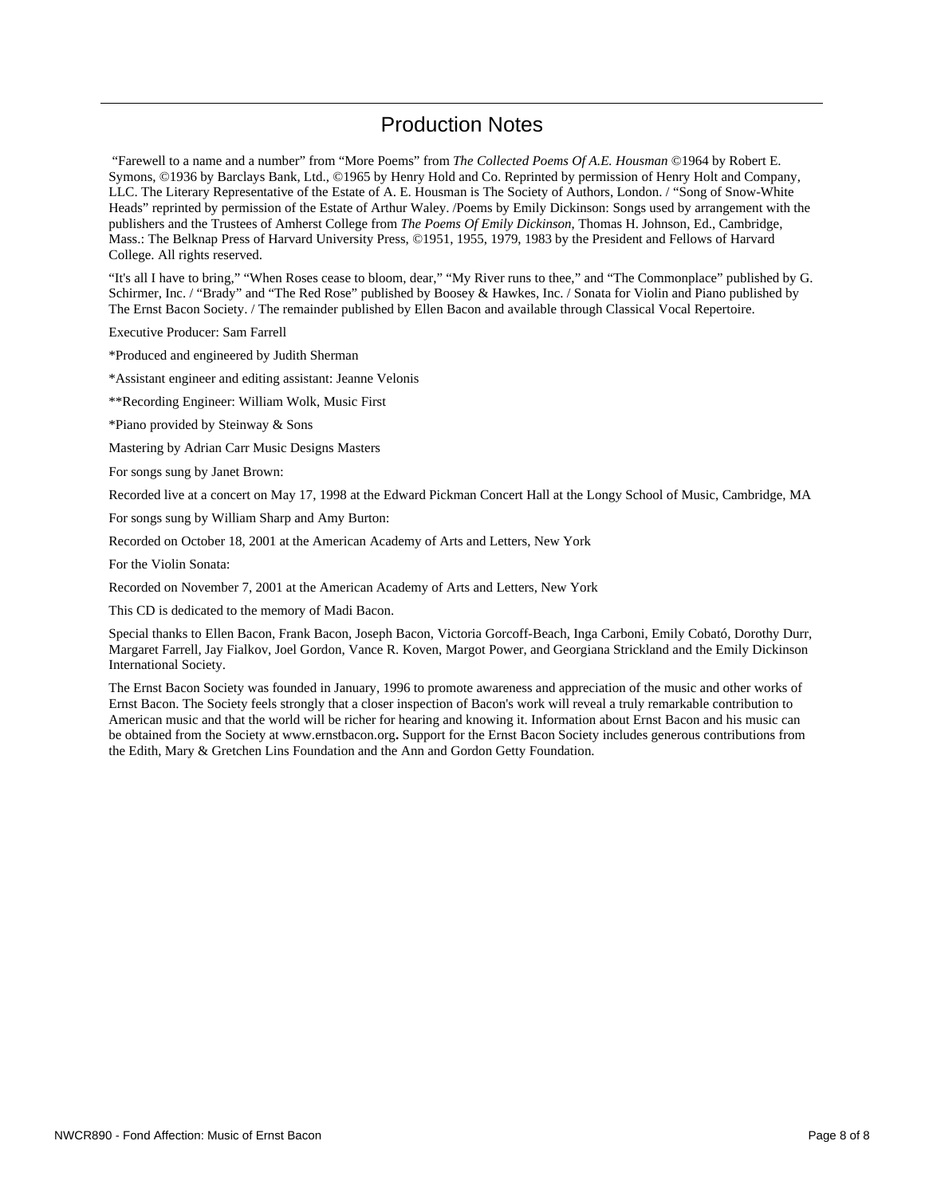## Production Notes

"Farewell to a name and a number" from "More Poems" from *The Collected Poems Of A.E. Housman* ©1964 by Robert E. Symons, ©1936 by Barclays Bank, Ltd., ©1965 by Henry Hold and Co. Reprinted by permission of Henry Holt and Company, LLC. The Literary Representative of the Estate of A. E. Housman is The Society of Authors, London. / "Song of Snow-White Heads" reprinted by permission of the Estate of Arthur Waley. /Poems by Emily Dickinson: Songs used by arrangement with the publishers and the Trustees of Amherst College from *The Poems Of Emily Dickinson*, Thomas H. Johnson, Ed., Cambridge, Mass.: The Belknap Press of Harvard University Press, ©1951, 1955, 1979, 1983 by the President and Fellows of Harvard College. All rights reserved.

"It's all I have to bring," "When Roses cease to bloom, dear," "My River runs to thee," and "The Commonplace" published by G. Schirmer, Inc. / "Brady" and "The Red Rose" published by Boosey & Hawkes, Inc. / Sonata for Violin and Piano published by The Ernst Bacon Society. / The remainder published by Ellen Bacon and available through Classical Vocal Repertoire.

Executive Producer: Sam Farrell

*Produced and engineered by Judith Sherman

*Assistant engineer and editing assistant: Jeanne Velonis

**Recording Engineer: William Wolk, Music First

*Piano provided by Steinway & Sons

Mastering by Adrian Carr Music Designs Masters

For songs sung by Janet Brown:

Recorded live at a concert on May 17, 1998 at the Edward Pickman Concert Hall at the Longy School of Music, Cambridge, MA

For songs sung by William Sharp and Amy Burton:

Recorded on October 18, 2001 at the American Academy of Arts and Letters, New York

For the Violin Sonata:

Recorded on November 7, 2001 at the American Academy of Arts and Letters, New York

This CD is dedicated to the memory of Madi Bacon.

Special thanks to Ellen Bacon, Frank Bacon, Joseph Bacon, Victoria Gorcoff-Beach, Inga Carboni, Emily Cobató, Dorothy Durr, Margaret Farrell, Jay Fialkov, Joel Gordon, Vance R. Koven, Margot Power, and Georgiana Strickland and the Emily Dickinson International Society.

The Ernst Bacon Society was founded in January, 1996 to promote awareness and appreciation of the music and other works of Ernst Bacon. The Society feels strongly that a closer inspection of Bacon's work will reveal a truly remarkable contribution to American music and that the world will be richer for hearing and knowing it. Information about Ernst Bacon and his music can be obtained from the Society at www.ernstbacon.org**.** Support for the Ernst Bacon Society includes generous contributions from the Edith, Mary & Gretchen Lins Foundation and the Ann and Gordon Getty Foundation.